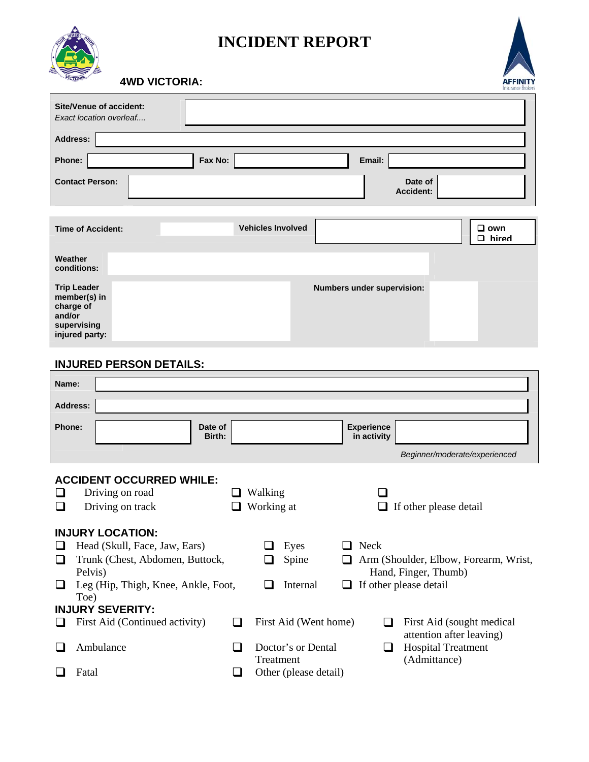# INCIDENT REPORT

**4WD VICTORIA:**

| | |
|---|---|
| **Site/Venue of accident:** *Exact location overleaf....* | |
| **Address:** | |
| **Phone:** | **Fax No:** | 
| **Email:** | |
| **Contact Person:** | |
| **Date of Accident:** | |

| | | | |
|---|---|---|---|
| **Time of Accident:** | | **Vehicles Involved** | ❑ own ❑ hired |
| **Weather conditions:** | | | |
| **Trip Leader member(s) in charge of and/or supervising injured party:** | | **Numbers under supervision:** | |

## INJURED PERSON DETAILS:

| | |
|---|---|
| **Name:** | |
| **Address:** | |
| **Phone:** | |
| **Date of Birth:** | |
| **Experience in activity** | *Beginner/moderate/experienced* |

## ACCIDENT OCCURRED WHILE:

- ❑ Driving on road
- ❑ Driving on track
- ❑ Walking
- ❑ Working at
- ❑
- ❑ If other please detail

## INJURY LOCATION:

- ❑ Head (Skull, Face, Jaw, Ears)
- ❑ Trunk (Chest, Abdomen, Buttock, Pelvis)
- ❑ Leg (Hip, Thigh, Knee, Ankle, Foot, Toe)
- ❑ Eyes
- ❑ Spine
- ❑ Internal
- ❑ Neck
- ❑ Arm (Shoulder, Elbow, Forearm, Wrist, Hand, Finger, Thumb)
- ❑ If other please detail

## INJURY SEVERITY:

- ❑ First Aid (Continued activity)
- ❑ First Aid (Went home)
- ❑ First Aid (sought medical attention after leaving)
- ❑ Ambulance
- ❑ Doctor's or Dental Treatment
- ❑ Hospital Treatment (Admittance)
- ❑ Fatal
- ❑ Other (please detail)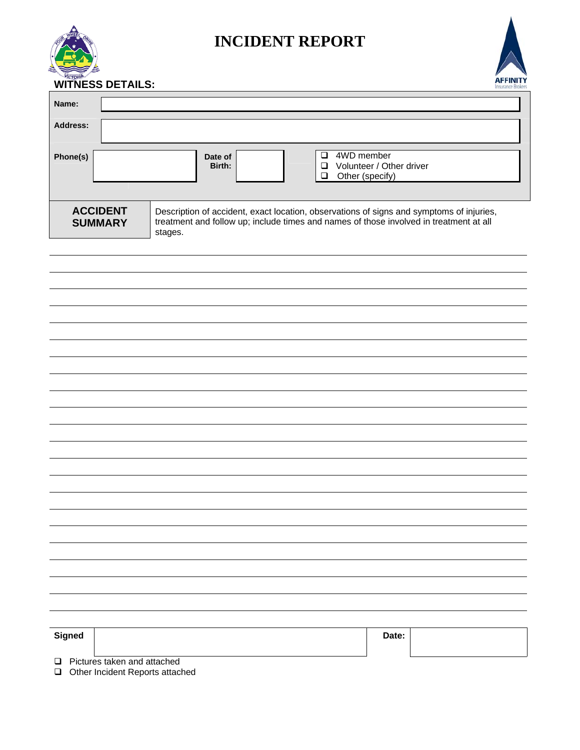# INCIDENT REPORT

## WITNESS DETAILS:

| | | | | |
|---|---|---|---|---|
| **Name:** | | | | |
| **Address:** | | | | |
| **Phone(s)** | | **Date of Birth:** | | ❑ 4WD member<br>❑ Volunteer / Other driver<br>❑ Other (specify) |

| | |
|---|---|
| **ACCIDENT SUMMARY** | Description of accident, exact location, observations of signs and symptoms of injuries, treatment and follow up; include times and names of those involved in treatment at all stages. |

| | | | |
|---|---|---|---|
| **Signed** | | **Date:** | |

❑ Pictures taken and attached
❑ Other Incident Reports attached